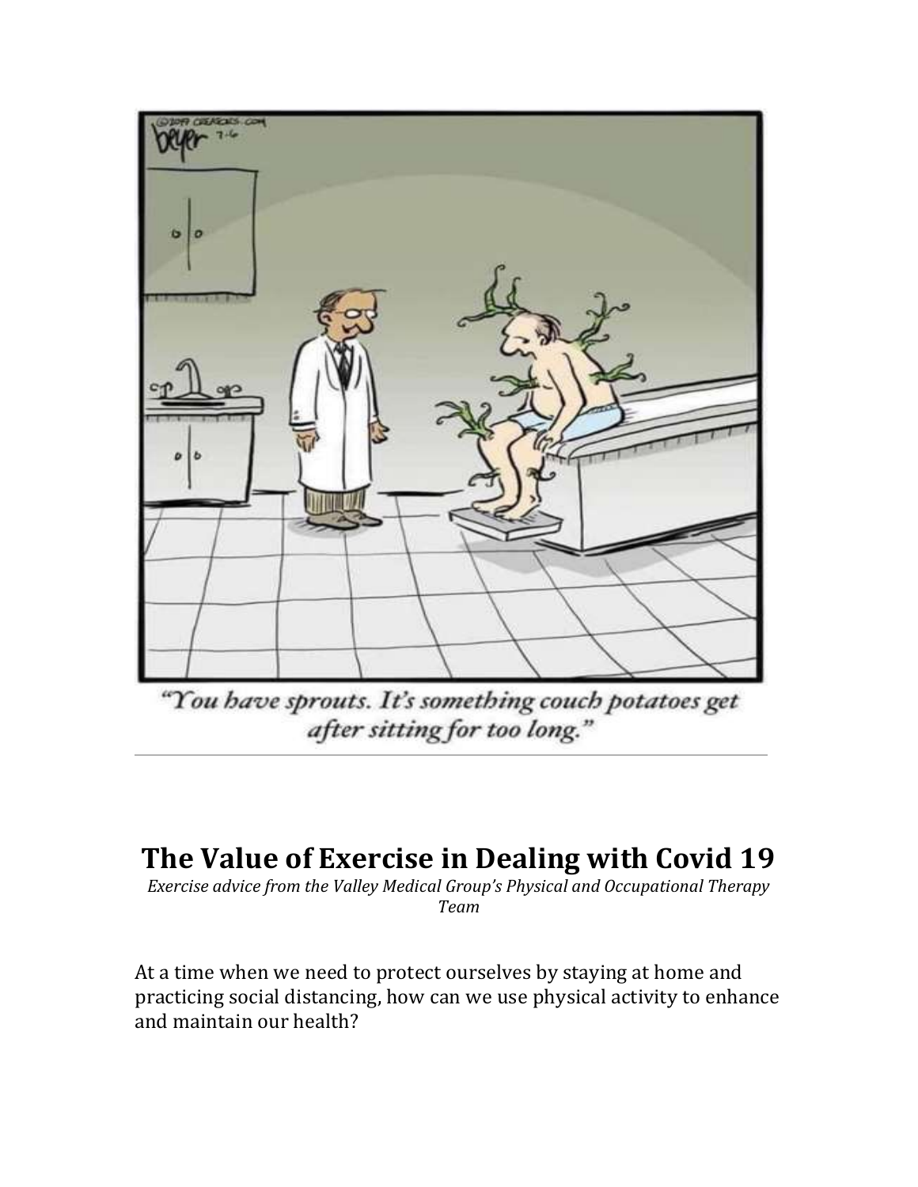"You have sprouts. It's something couch potatoes get after sitting for too long."

# The Value of Exercise in Dealing with Covid 19

*Exercise advice from the Valley Medical Group's Physical and Occupational Therapy Team*

At a time when we need to protect ourselves by staying at home and practicing social distancing, how can we use physical activity to enhance and maintain our health?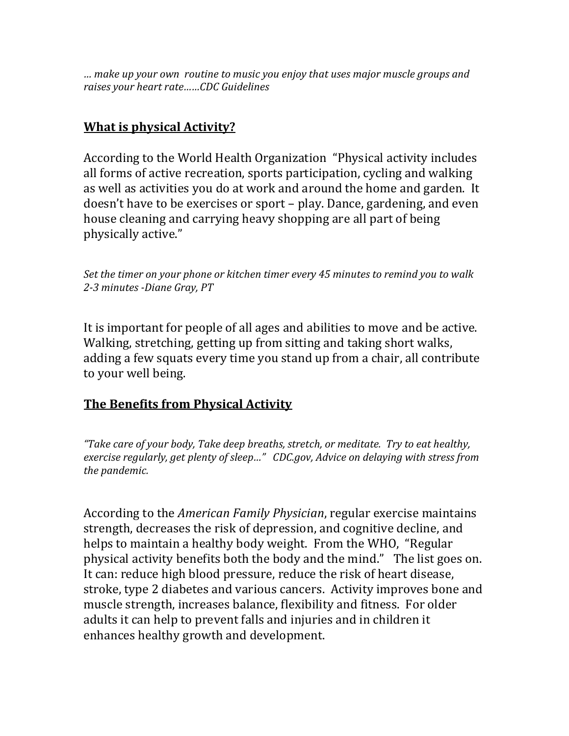*… make up your own routine to music you enjoy that uses major muscle groups and raises your heart rate……CDC Guidelines*

## <u>**What is physical Activity?**</u>

According to the World Health Organization "Physical activity includes all forms of active recreation, sports participation, cycling and walking as well as activities you do at work and around the home and garden. It doesn't have to be exercises or sport – play. Dance, gardening, and even house cleaning and carrying heavy shopping are all part of being physically active."

*Set the timer on your phone or kitchen timer every 45 minutes to remind you to walk 2-3 minutes -Diane Gray, PT*

It is important for people of all ages and abilities to move and be active. Walking, stretching, getting up from sitting and taking short walks, adding a few squats every time you stand up from a chair, all contribute to your well being.

## <u>**The Benefits from Physical Activity**</u>

*"Take care of your body, Take deep breaths, stretch, or meditate. Try to eat healthy, exercise regularly, get plenty of sleep…" CDC.gov, Advice on delaying with stress from the pandemic.*

According to the *American Family Physician*, regular exercise maintains strength, decreases the risk of depression, and cognitive decline, and helps to maintain a healthy body weight. From the WHO, "Regular physical activity benefits both the body and the mind." The list goes on. It can: reduce high blood pressure, reduce the risk of heart disease, stroke, type 2 diabetes and various cancers. Activity improves bone and muscle strength, increases balance, flexibility and fitness. For older adults it can help to prevent falls and injuries and in children it enhances healthy growth and development.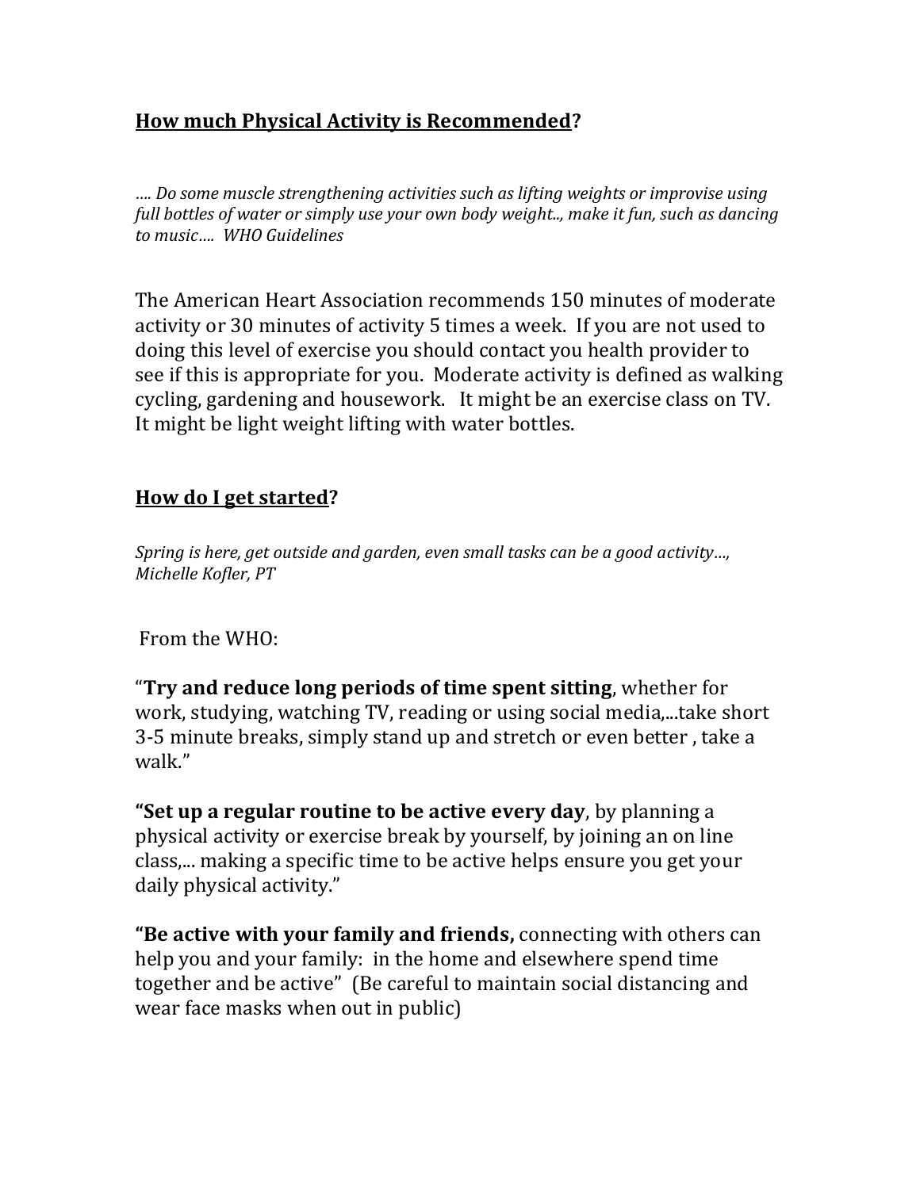## **How much Physical Activity is Recommended?**

*…. Do some muscle strengthening activities such as lifting weights or improvise using full bottles of water or simply use your own body weight.., make it fun, such as dancing to music…. WHO Guidelines*

The American Heart Association recommends 150 minutes of moderate activity or 30 minutes of activity 5 times a week. If you are not used to doing this level of exercise you should contact you health provider to see if this is appropriate for you. Moderate activity is defined as walking cycling, gardening and housework. It might be an exercise class on TV. It might be light weight lifting with water bottles.

## **How do I get started?**

*Spring is here, get outside and garden, even small tasks can be a good activity…, Michelle Kofler, PT*

From the WHO:

"**Try and reduce long periods of time spent sitting**, whether for work, studying, watching TV, reading or using social media,...take short 3-5 minute breaks, simply stand up and stretch or even better , take a walk."

**"Set up a regular routine to be active every day**, by planning a physical activity or exercise break by yourself, by joining an on line class,... making a specific time to be active helps ensure you get your daily physical activity."

**"Be active with your family and friends,** connecting with others can help you and your family: in the home and elsewhere spend time together and be active" (Be careful to maintain social distancing and wear face masks when out in public)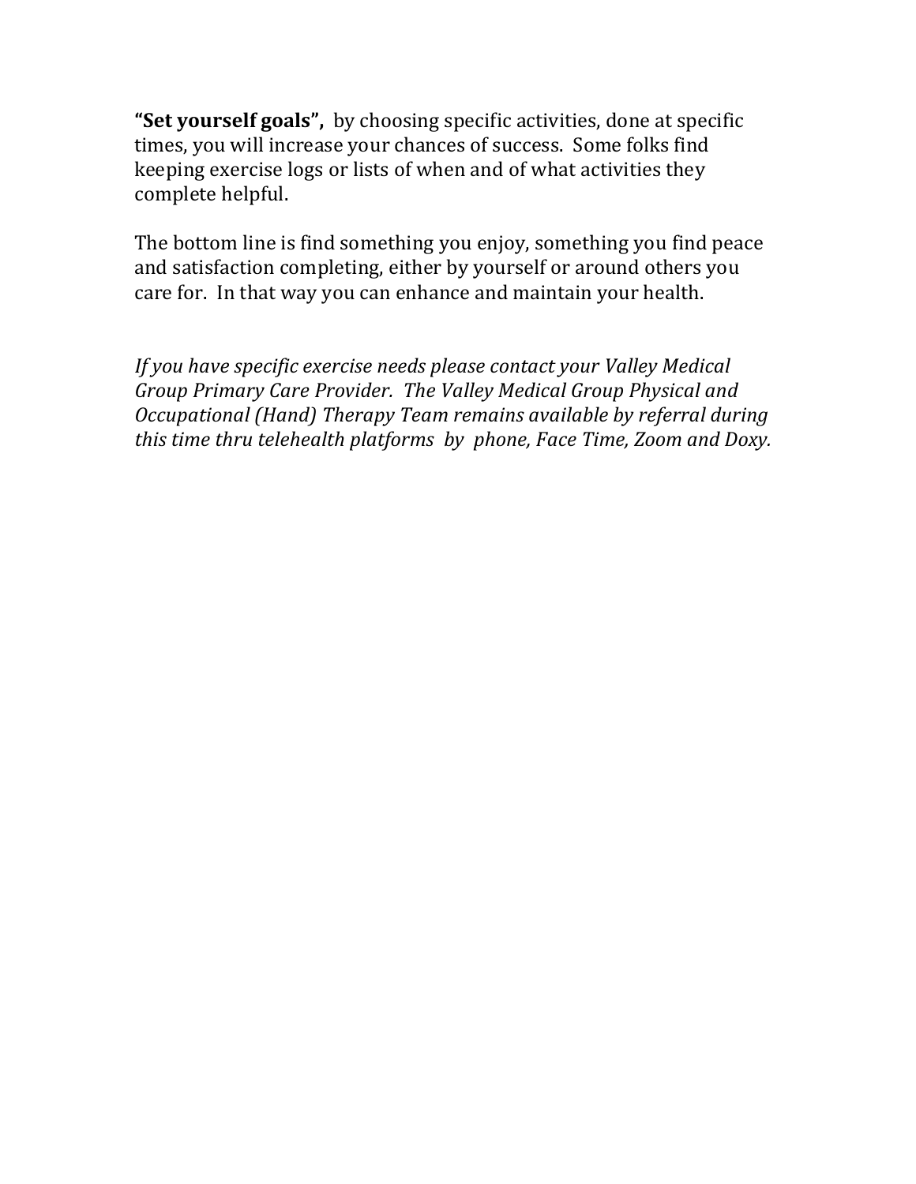**"Set yourself goals",** by choosing specific activities, done at specific times, you will increase your chances of success. Some folks find keeping exercise logs or lists of when and of what activities they complete helpful.

The bottom line is find something you enjoy, something you find peace and satisfaction completing, either by yourself or around others you care for. In that way you can enhance and maintain your health.

*If you have specific exercise needs please contact your Valley Medical Group Primary Care Provider. The Valley Medical Group Physical and Occupational (Hand) Therapy Team remains available by referral during this time thru telehealth platforms by phone, Face Time, Zoom and Doxy.*